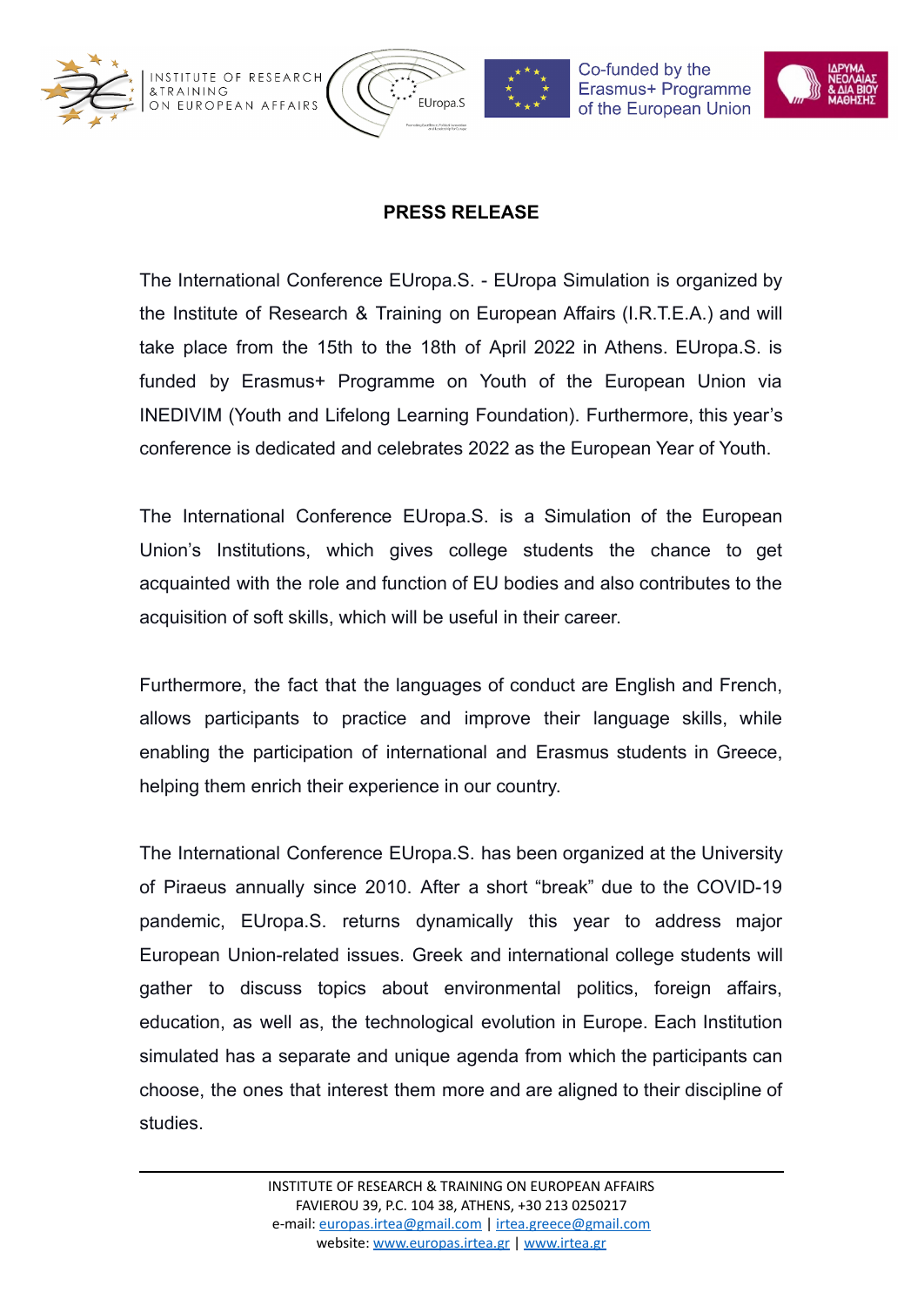**PRESS RELEASE**

The International Conference EUropa.S. - EUropa Simulation is organized by the Institute of Research & Training on European Affairs (I.R.T.E.A.) and will take place from the 15th to the 18th of April 2022 in Athens. EUropa.S. is funded by Erasmus+ Programme on Youth of the European Union via INEDIVIM (Youth and Lifelong Learning Foundation). Furthermore, this year's conference is dedicated and celebrates 2022 as the European Year of Youth.

The International Conference EUropa.S. is a Simulation of the European Union's Institutions, which gives college students the chance to get acquainted with the role and function of EU bodies and also contributes to the acquisition of soft skills, which will be useful in their career.

Furthermore, the fact that the languages of conduct are English and French, allows participants to practice and improve their language skills, while enabling the participation of international and Erasmus students in Greece, helping them enrich their experience in our country.

The International Conference EUropa.S. has been organized at the University of Piraeus annually since 2010. After a short "break" due to the COVID-19 pandemic, EUropa.S. returns dynamically this year to address major European Union-related issues. Greek and international college students will gather to discuss topics about environmental politics, foreign affairs, education, as well as, the technological evolution in Europe. Each Institution simulated has a separate and unique agenda from which the participants can choose, the ones that interest them more and are aligned to their discipline of studies.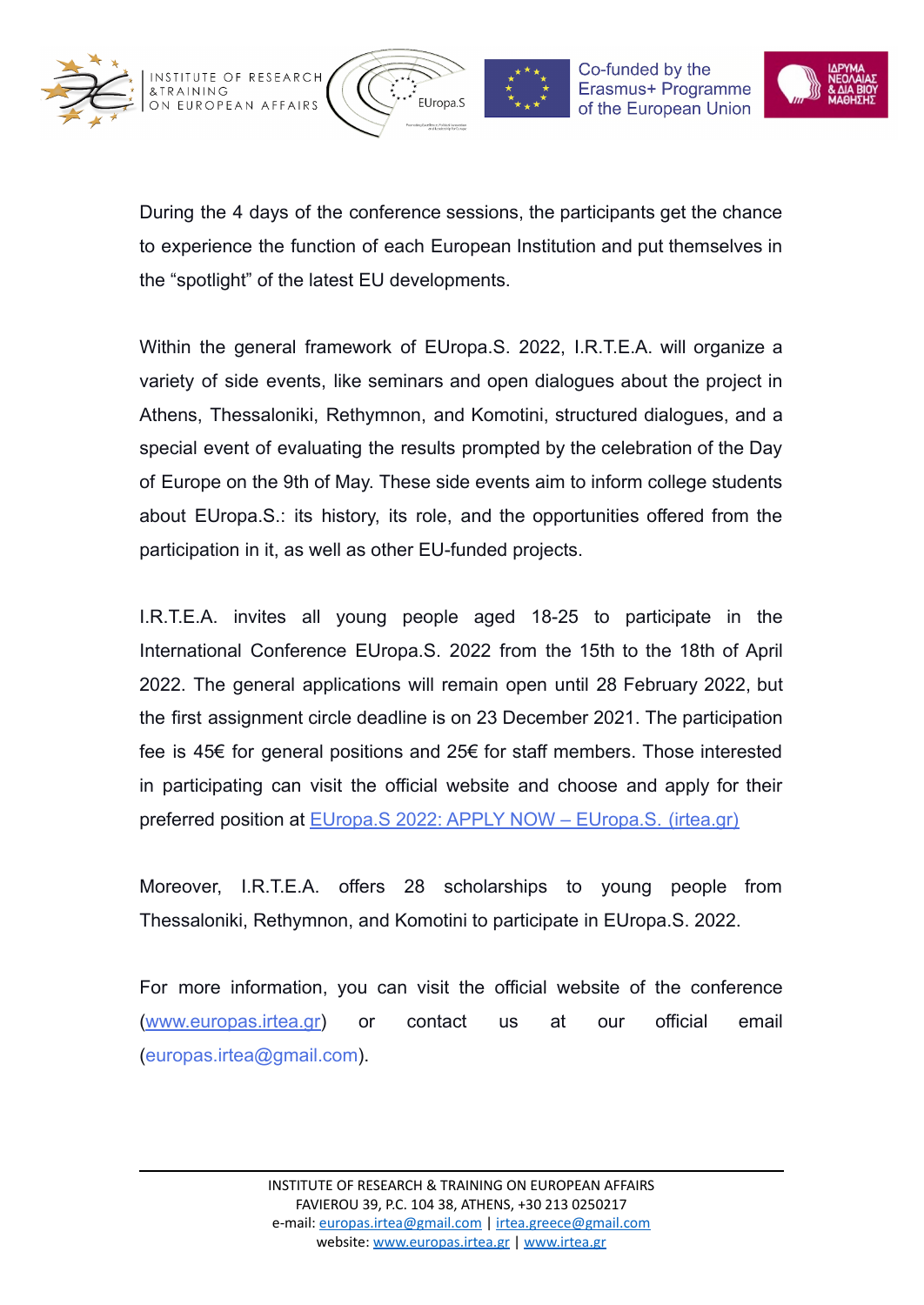During the 4 days of the conference sessions, the participants get the chance to experience the function of each European Institution and put themselves in the "spotlight" of the latest EU developments.

Within the general framework of EUropa.S. 2022, I.R.T.E.A. will organize a variety of side events, like seminars and open dialogues about the project in Athens, Thessaloniki, Rethymnon, and Komotini, structured dialogues, and a special event of evaluating the results prompted by the celebration of the Day of Europe on the 9th of May. These side events aim to inform college students about EUropa.S.: its history, its role, and the opportunities offered from the participation in it, as well as other EU-funded projects.

I.R.T.E.A. invites all young people aged 18-25 to participate in the International Conference EUropa.S. 2022 from the 15th to the 18th of April 2022. The general applications will remain open until 28 February 2022, but the first assignment circle deadline is on 23 December 2021. The participation fee is 45€ for general positions and 25€ for staff members. Those interested in participating can visit the official website and choose and apply for their preferred position at EUropa.S 2022: APPLY NOW – EUropa.S. (irtea.gr)

Moreover, I.R.T.E.A. offers 28 scholarships to young people from Thessaloniki, Rethymnon, and Komotini to participate in EUropa.S. 2022.

For more information, you can visit the official website of the conference (www.europas.irtea.gr) or contact us at our official email (europas.irtea@gmail.com).